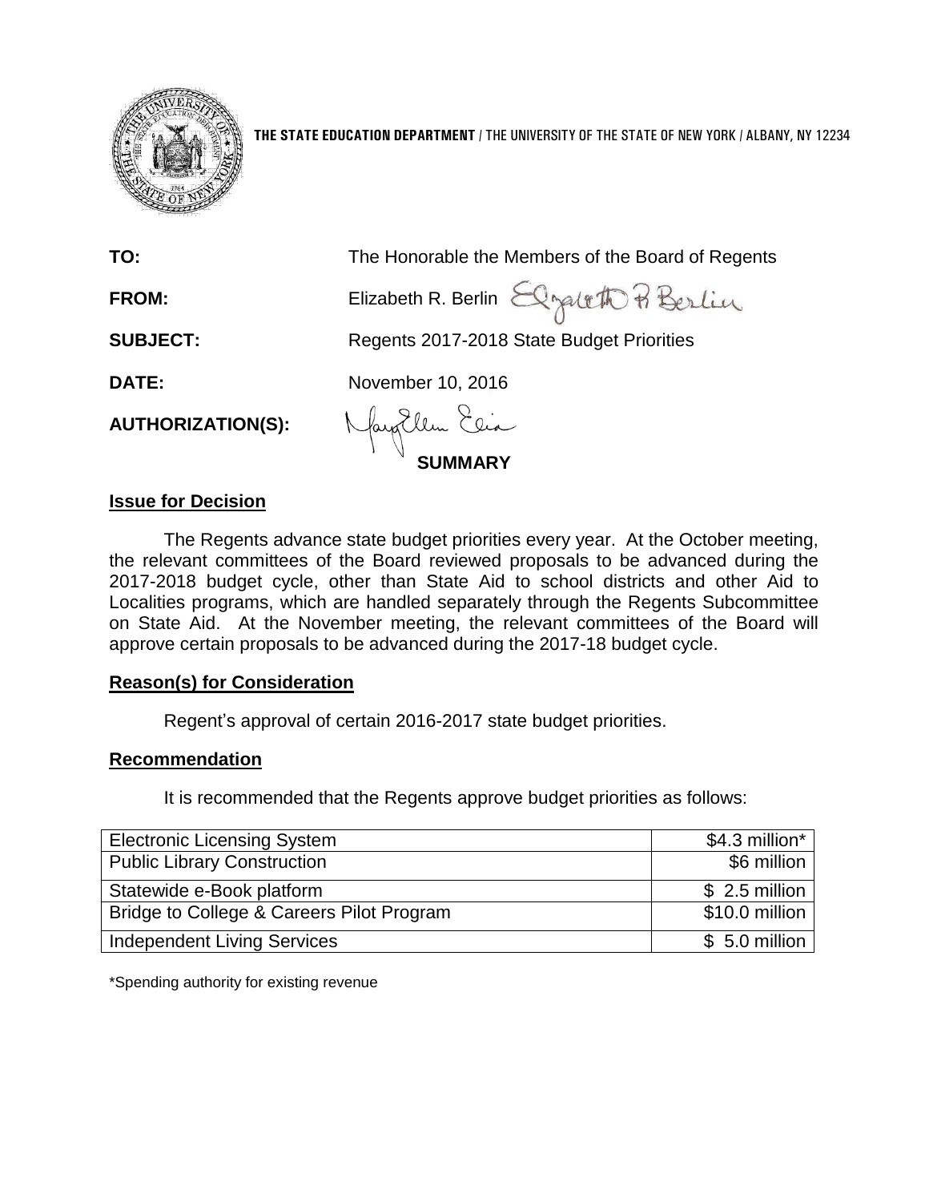**THE STATE EDUCATION DEPARTMENT** / THE UNIVERSITY OF THE STATE OF NEW YORK / ALBANY, NY 12234

**TO:** The Honorable the Members of the Board of Regents

**FROM:** Elizabeth R. Berlin

**SUBJECT:** Regents 2017-2018 State Budget Priorities

**DATE:** November 10, 2016

**AUTHORIZATION(S):**

**SUMMARY**

**Issue for Decision**

The Regents advance state budget priorities every year. At the October meeting, the relevant committees of the Board reviewed proposals to be advanced during the 2017-2018 budget cycle, other than State Aid to school districts and other Aid to Localities programs, which are handled separately through the Regents Subcommittee on State Aid. At the November meeting, the relevant committees of the Board will approve certain proposals to be advanced during the 2017-18 budget cycle.

**Reason(s) for Consideration**

Regent's approval of certain 2016-2017 state budget priorities.

**Recommendation**

It is recommended that the Regents approve budget priorities as follows:

| | |
|---|---|
| Electronic Licensing System | $4.3 million* |
| Public Library Construction | $6 million |
| Statewide e-Book platform | $ 2.5 million |
| Bridge to College & Careers Pilot Program | $10.0 million |
| Independent Living Services | $ 5.0 million |

*Spending authority for existing revenue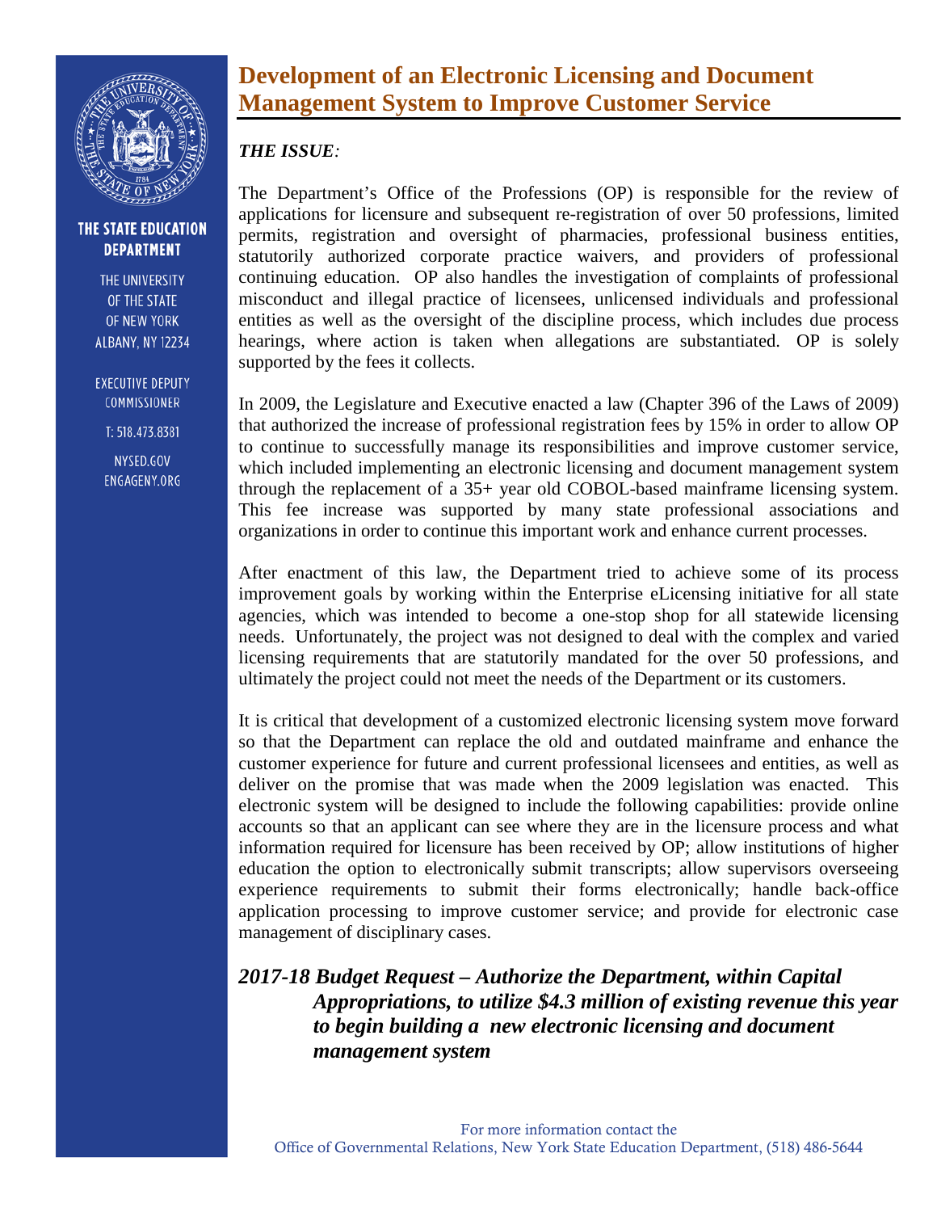# Development of an Electronic Licensing and Document Management System to Improve Customer Service

*THE ISSUE:*

The Department's Office of the Professions (OP) is responsible for the review of applications for licensure and subsequent re-registration of over 50 professions, limited permits, registration and oversight of pharmacies, professional business entities, statutorily authorized corporate practice waivers, and providers of professional continuing education. OP also handles the investigation of complaints of professional misconduct and illegal practice of licensees, unlicensed individuals and professional entities as well as the oversight of the discipline process, which includes due process hearings, where action is taken when allegations are substantiated. OP is solely supported by the fees it collects.

In 2009, the Legislature and Executive enacted a law (Chapter 396 of the Laws of 2009) that authorized the increase of professional registration fees by 15% in order to allow OP to continue to successfully manage its responsibilities and improve customer service, which included implementing an electronic licensing and document management system through the replacement of a 35+ year old COBOL-based mainframe licensing system. This fee increase was supported by many state professional associations and organizations in order to continue this important work and enhance current processes.

After enactment of this law, the Department tried to achieve some of its process improvement goals by working within the Enterprise eLicensing initiative for all state agencies, which was intended to become a one-stop shop for all statewide licensing needs. Unfortunately, the project was not designed to deal with the complex and varied licensing requirements that are statutorily mandated for the over 50 professions, and ultimately the project could not meet the needs of the Department or its customers.

It is critical that development of a customized electronic licensing system move forward so that the Department can replace the old and outdated mainframe and enhance the customer experience for future and current professional licensees and entities, as well as deliver on the promise that was made when the 2009 legislation was enacted. This electronic system will be designed to include the following capabilities: provide online accounts so that an applicant can see where they are in the licensure process and what information required for licensure has been received by OP; allow institutions of higher education the option to electronically submit transcripts; allow supervisors overseeing experience requirements to submit their forms electronically; handle back-office application processing to improve customer service; and provide for electronic case management of disciplinary cases.

***2017-18 Budget Request – Authorize the Department, within Capital Appropriations, to utilize $4.3 million of existing revenue this year to begin building a new electronic licensing and document management system***

For more information contact the Office of Governmental Relations, New York State Education Department, (518) 486-5644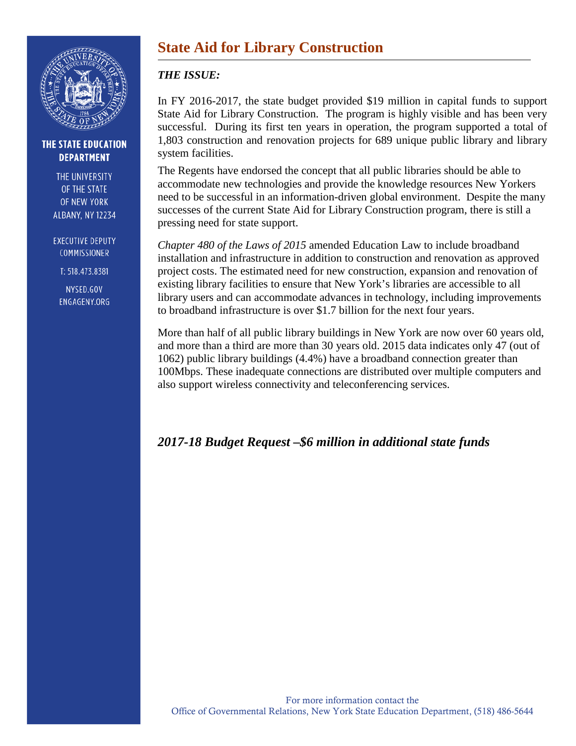THE STATE EDUCATION DEPARTMENT

THE UNIVERSITY OF THE STATE OF NEW YORK
ALBANY, NY 12234

EXECUTIVE DEPUTY COMMISSIONER

T: 518.473.8381

NYSED.GOV
ENGAGENY.ORG

# State Aid for Library Construction

***THE ISSUE:***

In FY 2016-2017, the state budget provided $19 million in capital funds to support State Aid for Library Construction. The program is highly visible and has been very successful. During its first ten years in operation, the program supported a total of 1,803 construction and renovation projects for 689 unique public library and library system facilities.

The Regents have endorsed the concept that all public libraries should be able to accommodate new technologies and provide the knowledge resources New Yorkers need to be successful in an information-driven global environment. Despite the many successes of the current State Aid for Library Construction program, there is still a pressing need for state support.

*Chapter 480 of the Laws of 2015* amended Education Law to include broadband installation and infrastructure in addition to construction and renovation as approved project costs. The estimated need for new construction, expansion and renovation of existing library facilities to ensure that New York's libraries are accessible to all library users and can accommodate advances in technology, including improvements to broadband infrastructure is over $1.7 billion for the next four years.

More than half of all public library buildings in New York are now over 60 years old, and more than a third are more than 30 years old. 2015 data indicates only 47 (out of 1062) public library buildings (4.4%) have a broadband connection greater than 100Mbps. These inadequate connections are distributed over multiple computers and also support wireless connectivity and teleconferencing services.

***2017-18 Budget Request –$6 million in additional state funds***

For more information contact the
Office of Governmental Relations, New York State Education Department, (518) 486-5644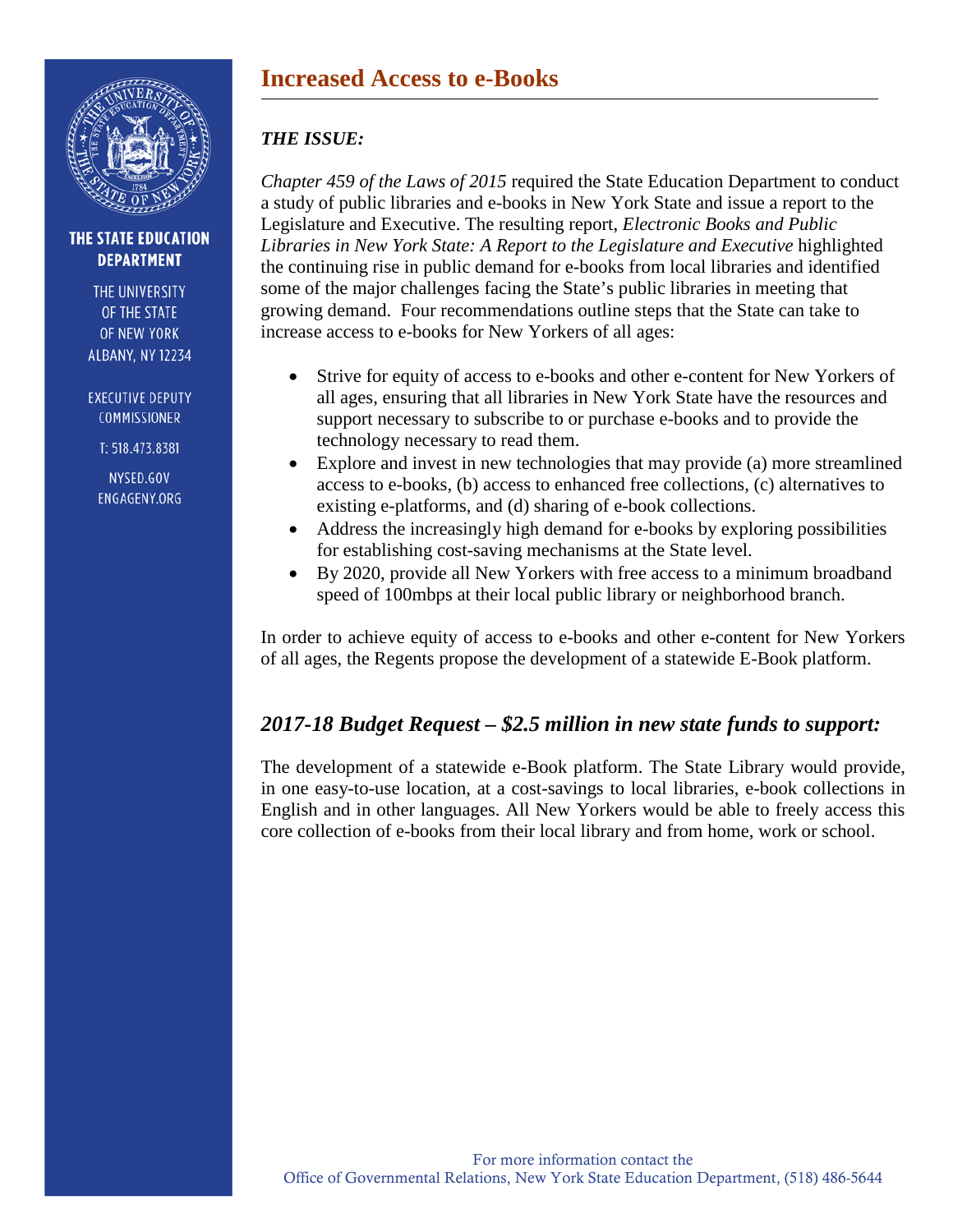THE STATE EDUCATION DEPARTMENT

THE UNIVERSITY OF THE STATE OF NEW YORK
ALBANY, NY 12234

EXECUTIVE DEPUTY COMMISSIONER

T: 518.473.8381

NYSED.GOV
ENGAGENY.ORG

# Increased Access to e-Books

### *THE ISSUE:*

*Chapter 459 of the Laws of 2015* required the State Education Department to conduct a study of public libraries and e-books in New York State and issue a report to the Legislature and Executive. The resulting report, *Electronic Books and Public Libraries in New York State: A Report to the Legislature and Executive* highlighted the continuing rise in public demand for e-books from local libraries and identified some of the major challenges facing the State's public libraries in meeting that growing demand. Four recommendations outline steps that the State can take to increase access to e-books for New Yorkers of all ages:

- Strive for equity of access to e-books and other e-content for New Yorkers of all ages, ensuring that all libraries in New York State have the resources and support necessary to subscribe to or purchase e-books and to provide the technology necessary to read them.
- Explore and invest in new technologies that may provide (a) more streamlined access to e-books, (b) access to enhanced free collections, (c) alternatives to existing e-platforms, and (d) sharing of e-book collections.
- Address the increasingly high demand for e-books by exploring possibilities for establishing cost-saving mechanisms at the State level.
- By 2020, provide all New Yorkers with free access to a minimum broadband speed of 100mbps at their local public library or neighborhood branch.

In order to achieve equity of access to e-books and other e-content for New Yorkers of all ages, the Regents propose the development of a statewide E-Book platform.

## *2017-18 Budget Request – $2.5 million in new state funds to support:*

The development of a statewide e-Book platform. The State Library would provide, in one easy-to-use location, at a cost-savings to local libraries, e-book collections in English and in other languages. All New Yorkers would be able to freely access this core collection of e-books from their local library and from home, work or school.

For more information contact the
Office of Governmental Relations, New York State Education Department, (518) 486-5644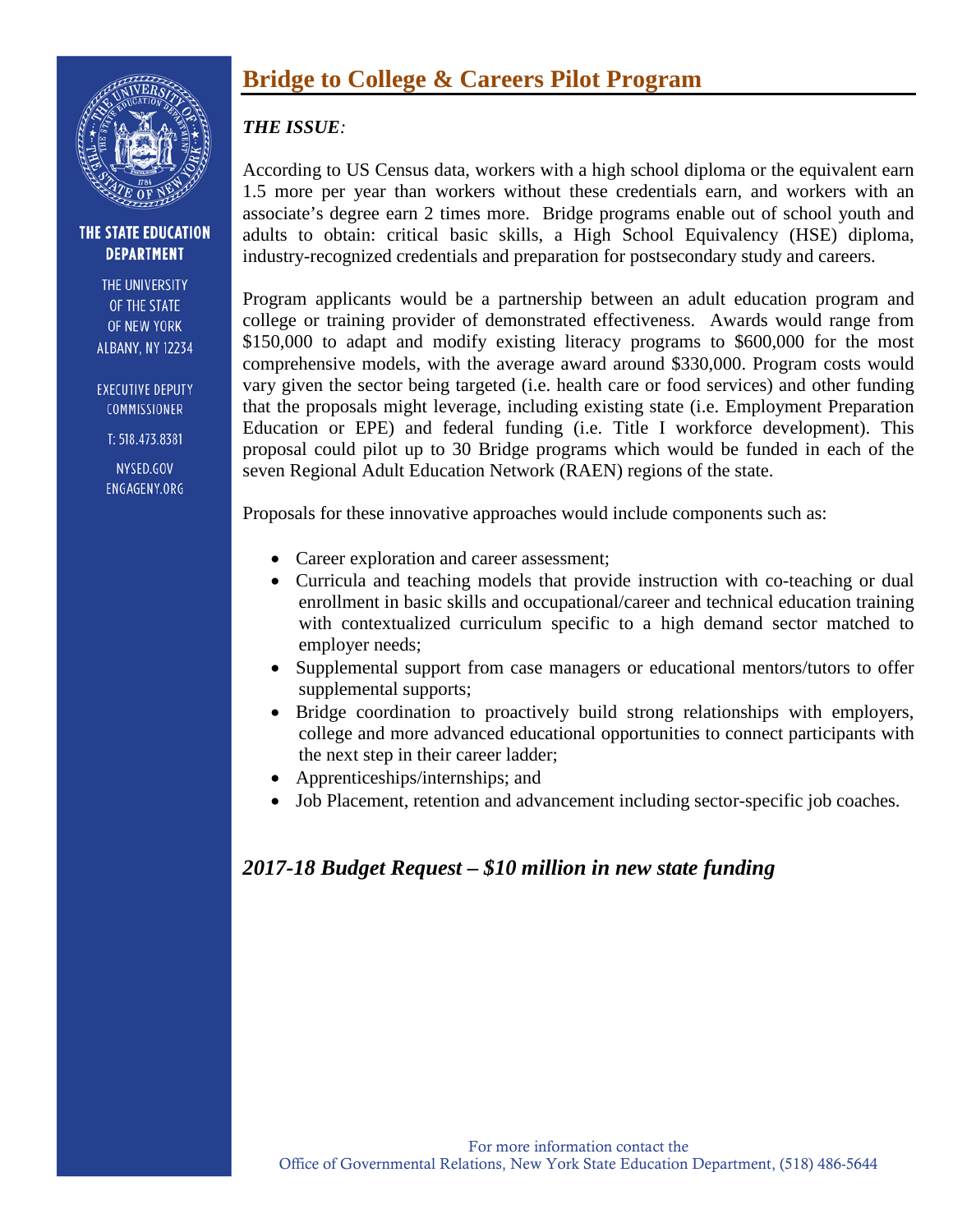# Bridge to College & Careers Pilot Program

***THE ISSUE:***

According to US Census data, workers with a high school diploma or the equivalent earn 1.5 more per year than workers without these credentials earn, and workers with an associate's degree earn 2 times more. Bridge programs enable out of school youth and adults to obtain: critical basic skills, a High School Equivalency (HSE) diploma, industry-recognized credentials and preparation for postsecondary study and careers.

Program applicants would be a partnership between an adult education program and college or training provider of demonstrated effectiveness. Awards would range from $150,000 to adapt and modify existing literacy programs to $600,000 for the most comprehensive models, with the average award around $330,000. Program costs would vary given the sector being targeted (i.e. health care or food services) and other funding that the proposals might leverage, including existing state (i.e. Employment Preparation Education or EPE) and federal funding (i.e. Title I workforce development). This proposal could pilot up to 30 Bridge programs which would be funded in each of the seven Regional Adult Education Network (RAEN) regions of the state.

Proposals for these innovative approaches would include components such as:

- Career exploration and career assessment;
- Curricula and teaching models that provide instruction with co-teaching or dual enrollment in basic skills and occupational/career and technical education training with contextualized curriculum specific to a high demand sector matched to employer needs;
- Supplemental support from case managers or educational mentors/tutors to offer supplemental supports;
- Bridge coordination to proactively build strong relationships with employers, college and more advanced educational opportunities to connect participants with the next step in their career ladder;
- Apprenticeships/internships; and
- Job Placement, retention and advancement including sector-specific job coaches.

## *2017-18 Budget Request – $10 million in new state funding*

For more information contact the
Office of Governmental Relations, New York State Education Department, (518) 486-5644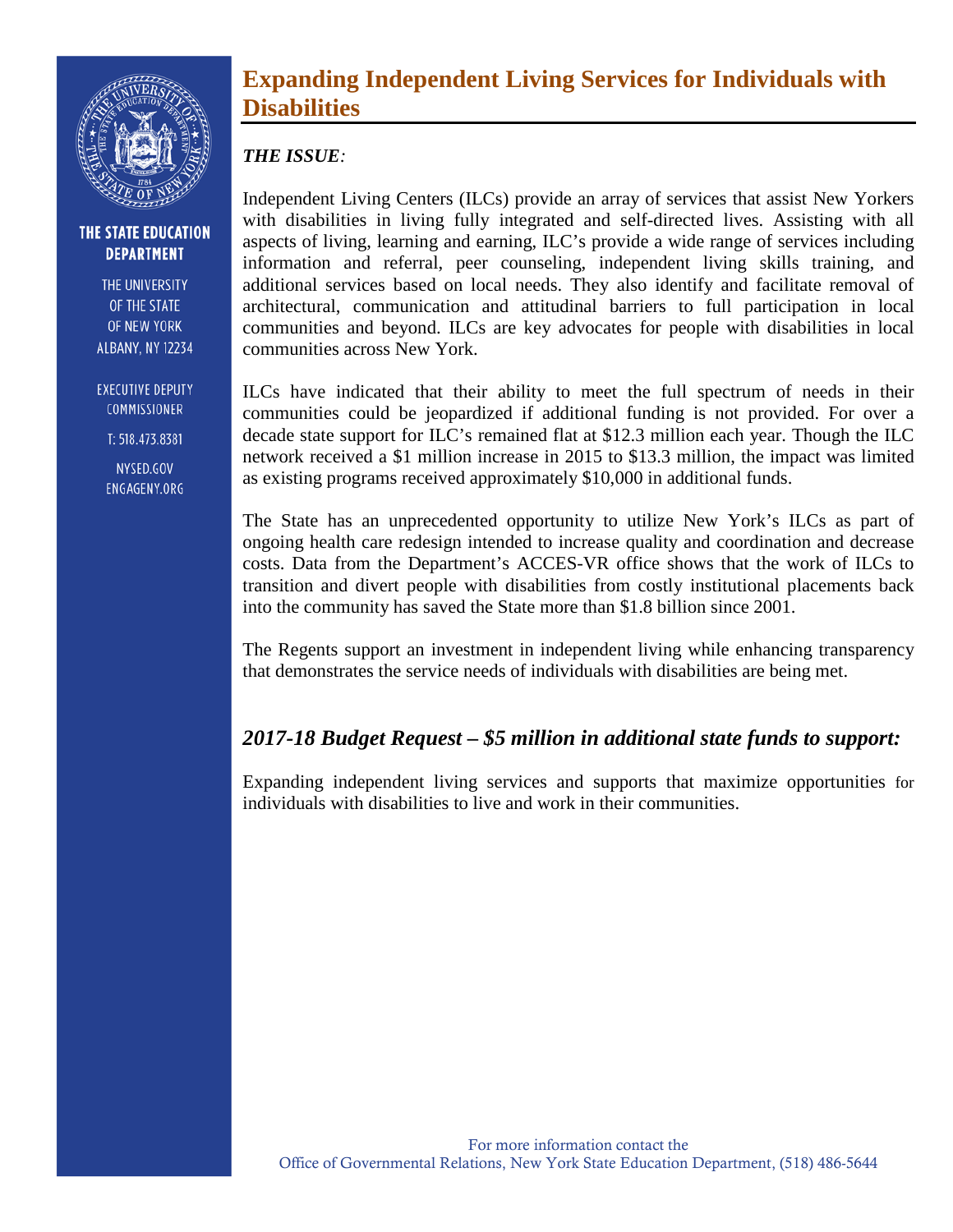THE STATE EDUCATION DEPARTMENT

THE UNIVERSITY OF THE STATE OF NEW YORK
ALBANY, NY 12234

EXECUTIVE DEPUTY COMMISSIONER

T: 518.473.8381

NYSED.GOV
ENGAGENY.ORG

# Expanding Independent Living Services for Individuals with Disabilities

***THE ISSUE**:*

Independent Living Centers (ILCs) provide an array of services that assist New Yorkers with disabilities in living fully integrated and self-directed lives. Assisting with all aspects of living, learning and earning, ILC's provide a wide range of services including information and referral, peer counseling, independent living skills training, and additional services based on local needs. They also identify and facilitate removal of architectural, communication and attitudinal barriers to full participation in local communities and beyond. ILCs are key advocates for people with disabilities in local communities across New York.

ILCs have indicated that their ability to meet the full spectrum of needs in their communities could be jeopardized if additional funding is not provided. For over a decade state support for ILC's remained flat at $12.3 million each year. Though the ILC network received a $1 million increase in 2015 to $13.3 million, the impact was limited as existing programs received approximately $10,000 in additional funds.

The State has an unprecedented opportunity to utilize New York's ILCs as part of ongoing health care redesign intended to increase quality and coordination and decrease costs. Data from the Department's ACCES-VR office shows that the work of ILCs to transition and divert people with disabilities from costly institutional placements back into the community has saved the State more than $1.8 billion since 2001.

The Regents support an investment in independent living while enhancing transparency that demonstrates the service needs of individuals with disabilities are being met.

## *2017-18 Budget Request – $5 million in additional state funds to support:*

Expanding independent living services and supports that maximize opportunities for individuals with disabilities to live and work in their communities.

For more information contact the
Office of Governmental Relations, New York State Education Department, (518) 486-5644